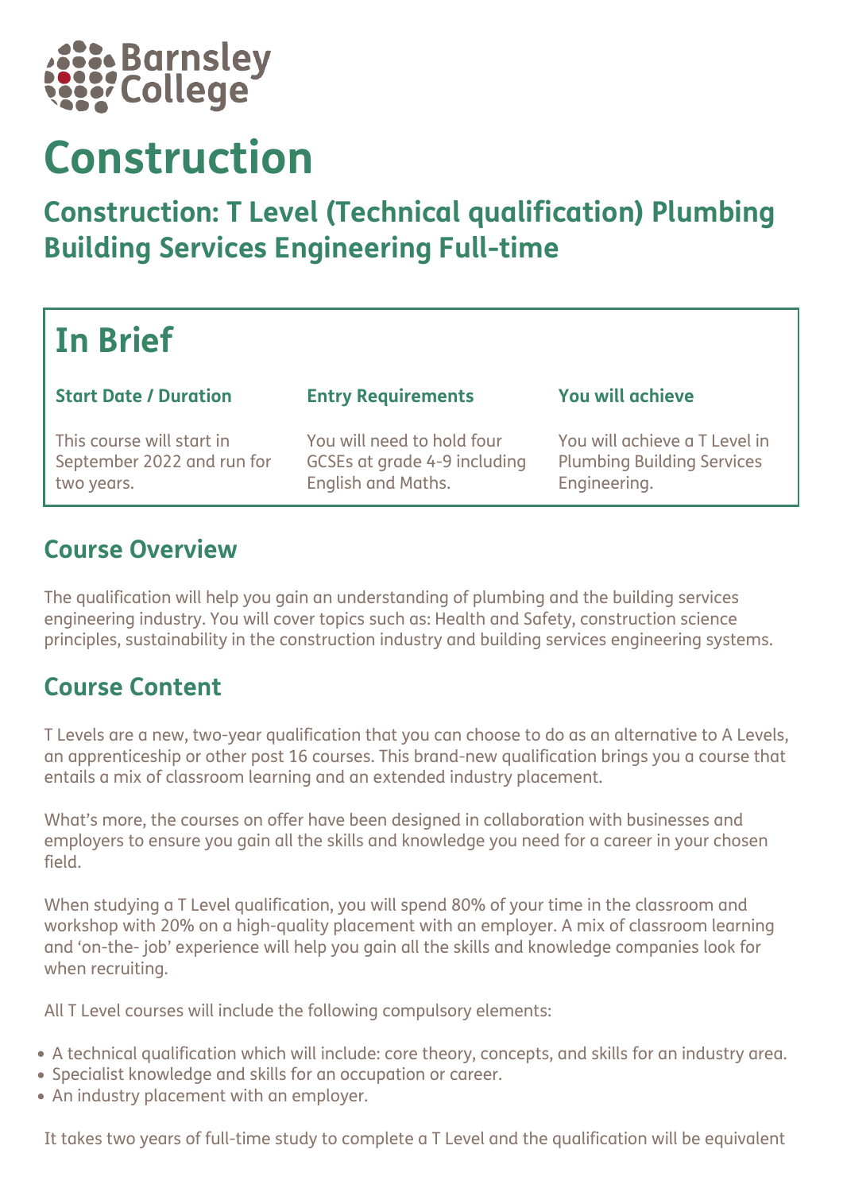Barnsley College

# Construction

## Construction: T Level (Technical qualification) Plumbing Building Services Engineering Full-time

## In Brief

### Start Date / Duration

This course will start in September 2022 and run for two years.

### Entry Requirements

You will need to hold four GCSEs at grade 4-9 including English and Maths.

### You will achieve

You will achieve a T Level in Plumbing Building Services Engineering.

## Course Overview

The qualification will help you gain an understanding of plumbing and the building services engineering industry. You will cover topics such as: Health and Safety, construction science principles, sustainability in the construction industry and building services engineering systems.

## Course Content

T Levels are a new, two-year qualification that you can choose to do as an alternative to A Levels, an apprenticeship or other post 16 courses. This brand-new qualification brings you a course that entails a mix of classroom learning and an extended industry placement.

What's more, the courses on offer have been designed in collaboration with businesses and employers to ensure you gain all the skills and knowledge you need for a career in your chosen field.

When studying a T Level qualification, you will spend 80% of your time in the classroom and workshop with 20% on a high-quality placement with an employer. A mix of classroom learning and 'on-the- job' experience will help you gain all the skills and knowledge companies look for when recruiting.

All T Level courses will include the following compulsory elements:

- A technical qualification which will include: core theory, concepts, and skills for an industry area.
- Specialist knowledge and skills for an occupation or career.
- An industry placement with an employer.

It takes two years of full-time study to complete a T Level and the qualification will be equivalent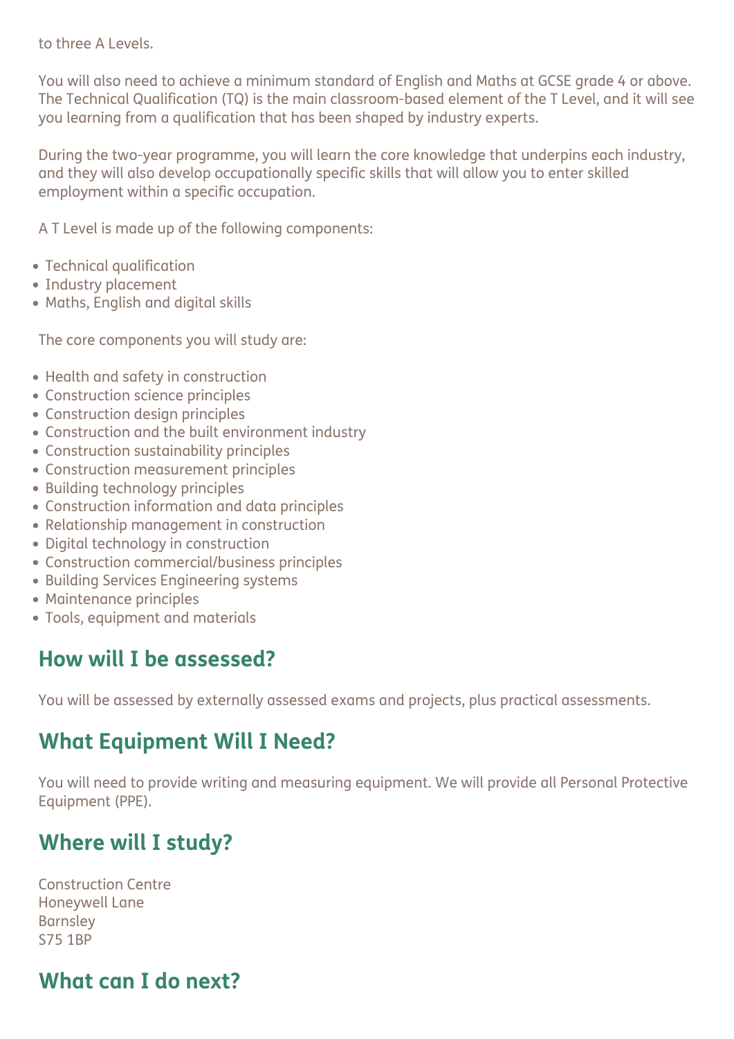to three A Levels.

You will also need to achieve a minimum standard of English and Maths at GCSE grade 4 or above. The Technical Qualification (TQ) is the main classroom-based element of the T Level, and it will see you learning from a qualification that has been shaped by industry experts.

During the two-year programme, you will learn the core knowledge that underpins each industry, and they will also develop occupationally specific skills that will allow you to enter skilled employment within a specific occupation.

A T Level is made up of the following components:

- Technical qualification
- Industry placement
- Maths, English and digital skills

The core components you will study are:

- Health and safety in construction
- Construction science principles
- Construction design principles
- Construction and the built environment industry
- Construction sustainability principles
- Construction measurement principles
- Building technology principles
- Construction information and data principles
- Relationship management in construction
- Digital technology in construction
- Construction commercial/business principles
- Building Services Engineering systems
- Maintenance principles
- Tools, equipment and materials

## How will I be assessed?

You will be assessed by externally assessed exams and projects, plus practical assessments.

## What Equipment Will I Need?

You will need to provide writing and measuring equipment. We will provide all Personal Protective Equipment (PPE).

## Where will I study?

Construction Centre
Honeywell Lane
Barnsley
S75 1BP

## What can I do next?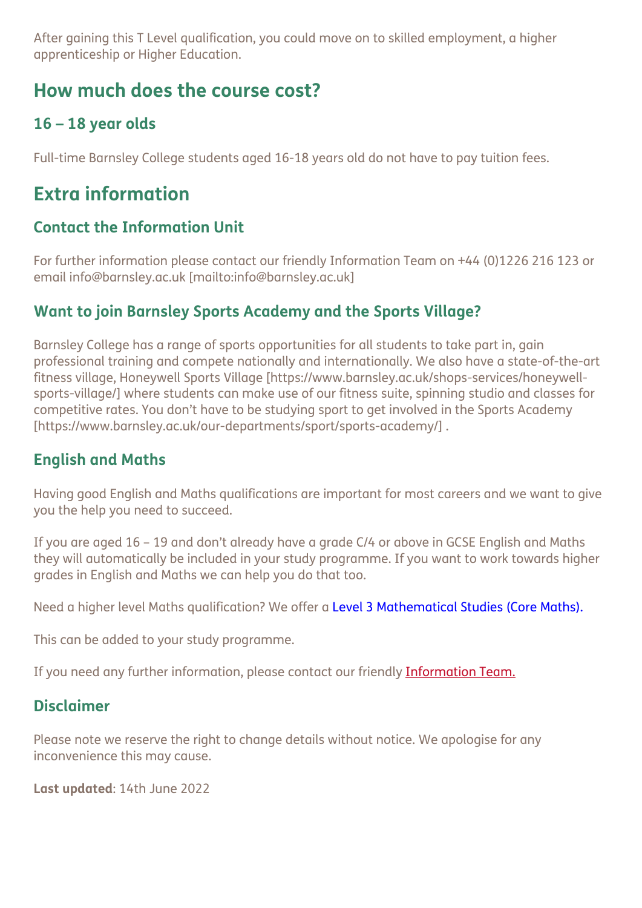After gaining this T Level qualification, you could move on to skilled employment, a higher apprenticeship or Higher Education.

## How much does the course cost?

### 16 – 18 year olds

Full-time Barnsley College students aged 16-18 years old do not have to pay tuition fees.

## Extra information

### Contact the Information Unit

For further information please contact our friendly Information Team on +44 (0)1226 216 123 or email info@barnsley.ac.uk [mailto:info@barnsley.ac.uk]

### Want to join Barnsley Sports Academy and the Sports Village?

Barnsley College has a range of sports opportunities for all students to take part in, gain professional training and compete nationally and internationally. We also have a state-of-the-art fitness village, Honeywell Sports Village [https://www.barnsley.ac.uk/shops-services/honeywell-sports-village/] where students can make use of our fitness suite, spinning studio and classes for competitive rates. You don't have to be studying sport to get involved in the Sports Academy [https://www.barnsley.ac.uk/our-departments/sport/sports-academy/] .

### English and Maths

Having good English and Maths qualifications are important for most careers and we want to give you the help you need to succeed.

If you are aged 16 – 19 and don't already have a grade C/4 or above in GCSE English and Maths they will automatically be included in your study programme. If you want to work towards higher grades in English and Maths we can help you do that too.

Need a higher level Maths qualification? We offer a Level 3 Mathematical Studies (Core Maths).

This can be added to your study programme.

If you need any further information, please contact our friendly Information Team.

### Disclaimer

Please note we reserve the right to change details without notice. We apologise for any inconvenience this may cause.

**Last updated**: 14th June 2022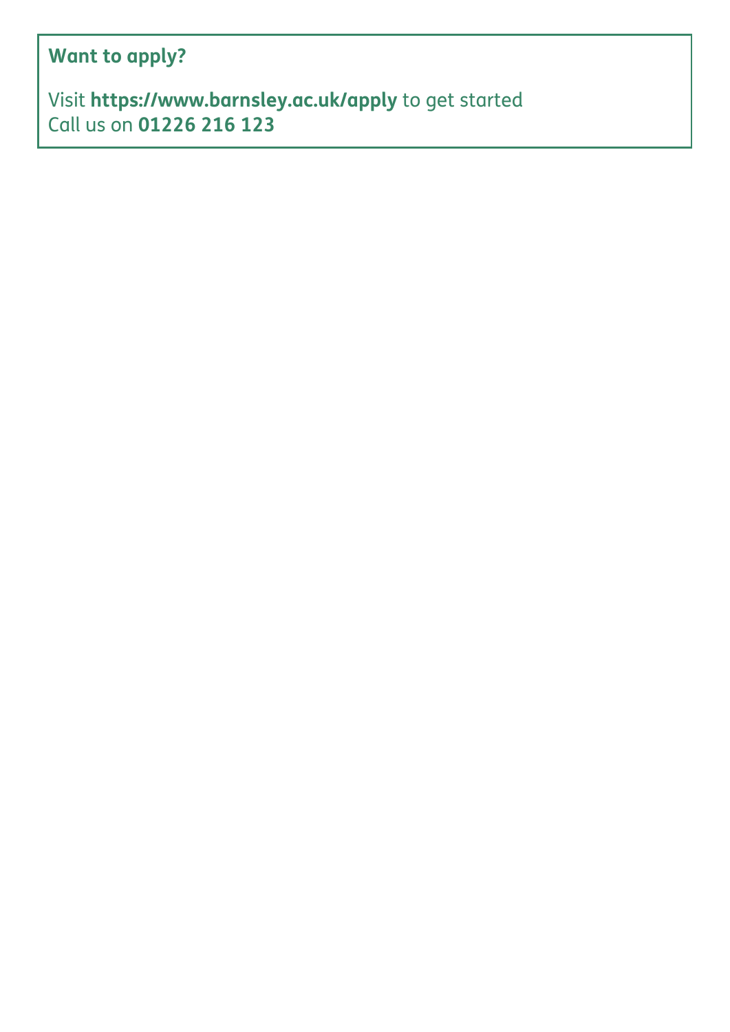**Want to apply?**

Visit **https://www.barnsley.ac.uk/apply** to get started
Call us on **01226 216 123**